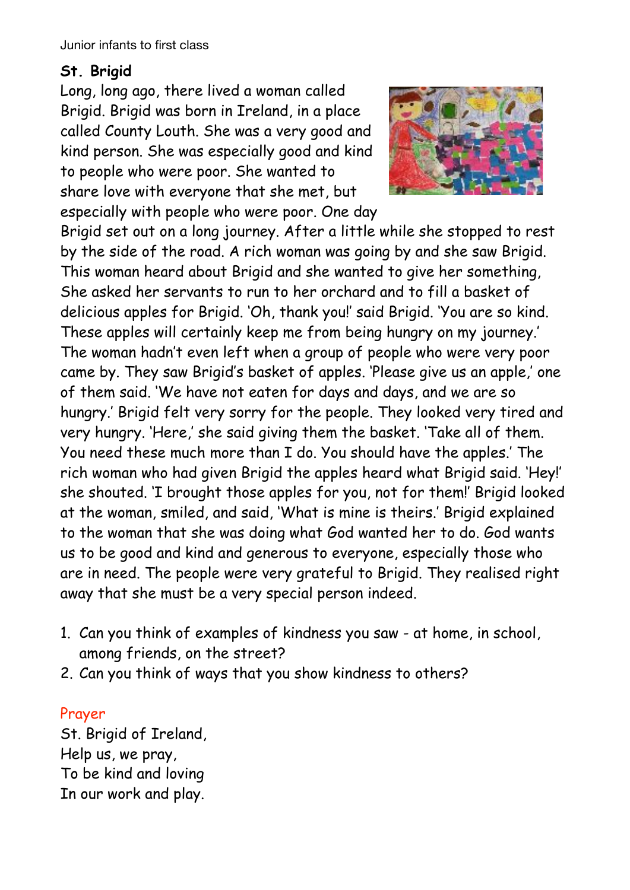Junior infants to first class

**St. Brigid**

Long, long ago, there lived a woman called Brigid. Brigid was born in Ireland, in a place called County Louth. She was a very good and kind person. She was especially good and kind to people who were poor. She wanted to share love with everyone that she met, but especially with people who were poor. One day Brigid set out on a long journey. After a little while she stopped to rest by the side of the road. A rich woman was going by and she saw Brigid. This woman heard about Brigid and she wanted to give her something, She asked her servants to run to her orchard and to fill a basket of delicious apples for Brigid. 'Oh, thank you!' said Brigid. 'You are so kind. These apples will certainly keep me from being hungry on my journey.' The woman hadn't even left when a group of people who were very poor came by. They saw Brigid's basket of apples. 'Please give us an apple,' one of them said. 'We have not eaten for days and days, and we are so hungry.' Brigid felt very sorry for the people. They looked very tired and very hungry. 'Here,' she said giving them the basket. 'Take all of them. You need these much more than I do. You should have the apples.' The rich woman who had given Brigid the apples heard what Brigid said. 'Hey!' she shouted. 'I brought those apples for you, not for them!' Brigid looked at the woman, smiled, and said, 'What is mine is theirs.' Brigid explained to the woman that she was doing what God wanted her to do. God wants us to be good and kind and generous to everyone, especially those who are in need. The people were very grateful to Brigid. They realised right away that she must be a very special person indeed.

1. Can you think of examples of kindness you saw - at home, in school, among friends, on the street?
2. Can you think of ways that you show kindness to others?

Prayer

St. Brigid of Ireland,
Help us, we pray,
To be kind and loving
In our work and play.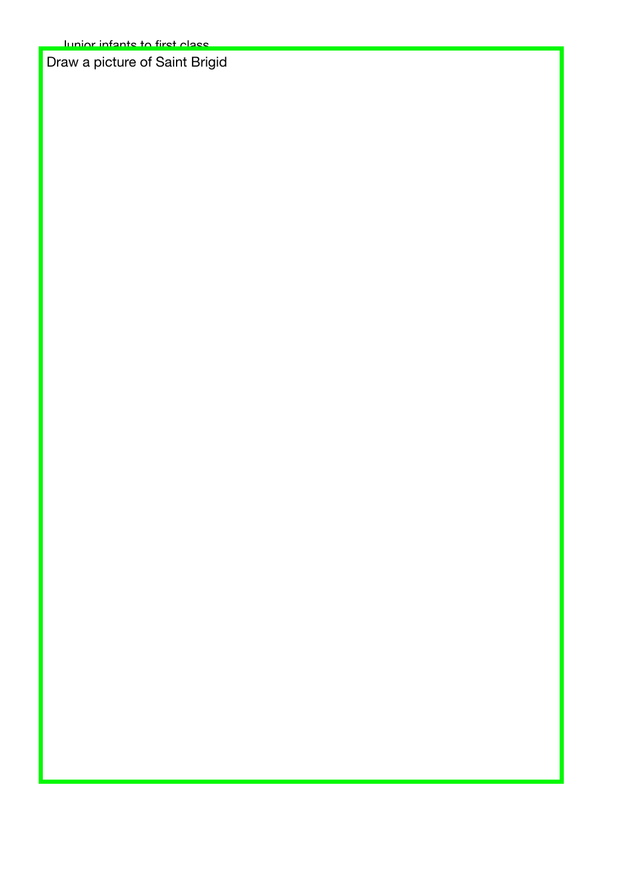Junior infants to first class

Draw a picture of Saint Brigid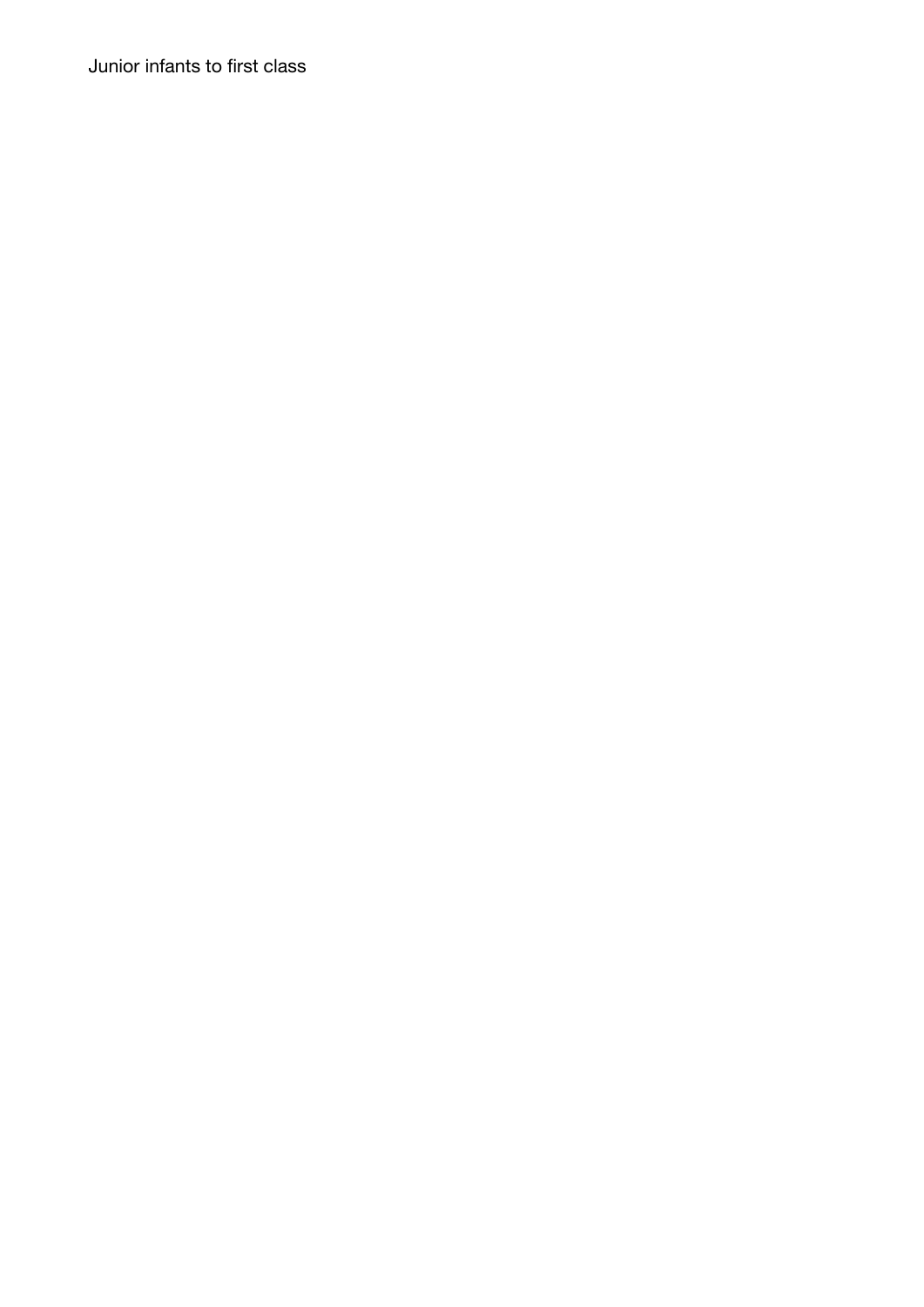Junior infants to first class